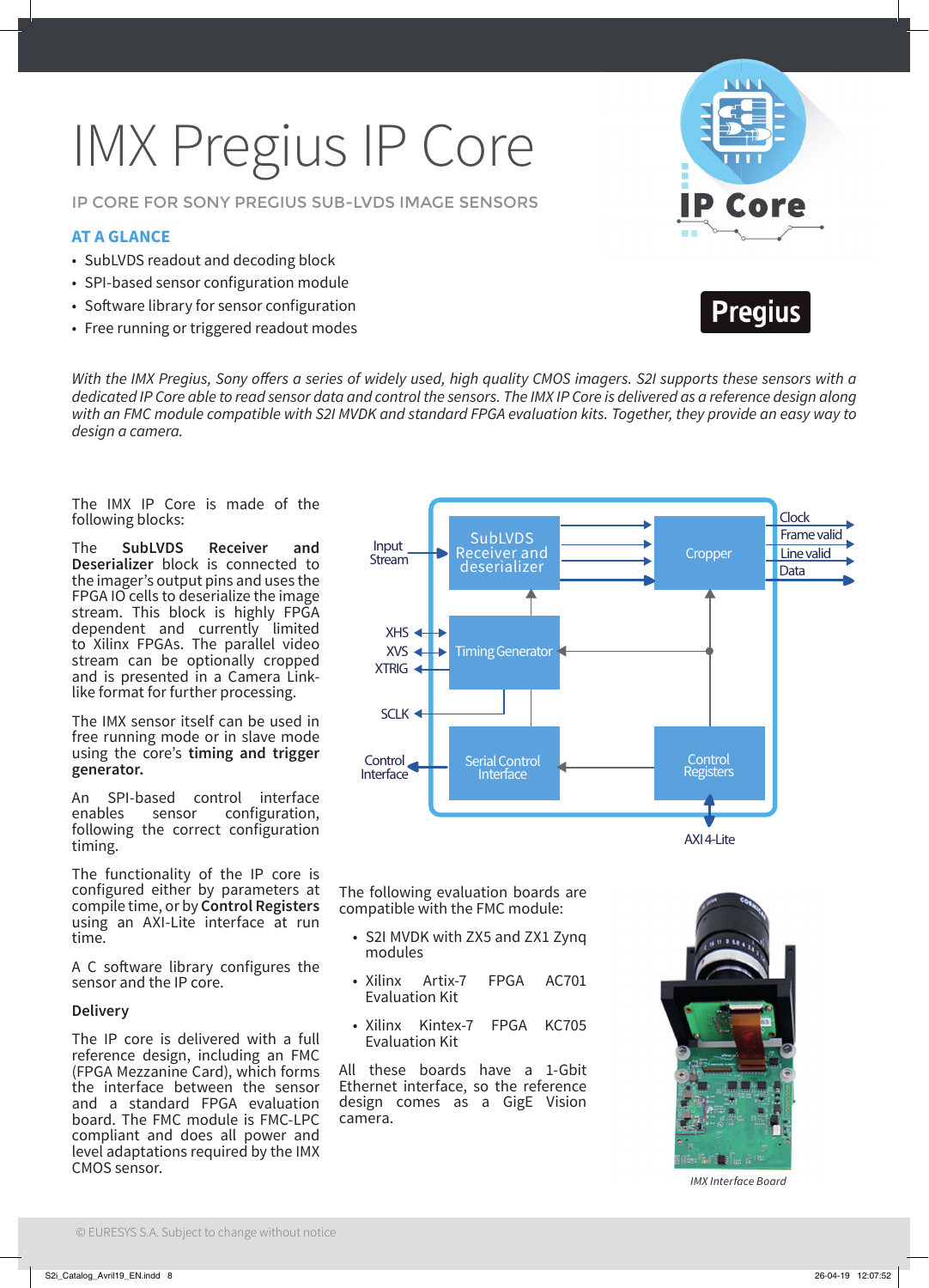# IMX Pregius IP Core

IP CORE FOR SONY PREGIUS SUB-LVDS IMAGE SENSORS

### AT A GLANCE

- SubLVDS readout and decoding block
- SPI-based sensor configuration module
- Software library for sensor configuration
- Free running or triggered readout modes

*With the IMX Pregius, Sony offers a series of widely used, high quality CMOS imagers. S2I supports these sensors with a dedicated IP Core able to read sensor data and control the sensors. The IMX IP Core is delivered as a reference design along with an FMC module compatible with S2I MVDK and standard FPGA evaluation kits. Together, they provide an easy way to design a camera.*

The IMX IP Core is made of the following blocks:

The **SubLVDS Receiver and Deserializer** block is connected to the imager's output pins and uses the FPGA IO cells to deserialize the image stream. This block is highly FPGA dependent and currently limited to Xilinx FPGAs. The parallel video stream can be optionally cropped and is presented in a Camera Link-like format for further processing.

The IMX sensor itself can be used in free running mode or in slave mode using the core's **timing and trigger generator.**

An SPI-based control interface enables sensor configuration, following the correct configuration timing.

The functionality of the IP core is configured either by parameters at compile time, or by **Control Registers** using an AXI-Lite interface at run time.

A C software library configures the sensor and the IP core.

### Delivery

The IP core is delivered with a full reference design, including an FMC (FPGA Mezzanine Card), which forms the interface between the sensor and a standard FPGA evaluation board. The FMC module is FMC-LPC compliant and does all power and level adaptations required by the IMX CMOS sensor.

The following evaluation boards are compatible with the FMC module:

- S2I MVDK with ZX5 and ZX1 Zynq modules
- Xilinx Artix-7 FPGA AC701 Evaluation Kit
- Xilinx Kintex-7 FPGA KC705 Evaluation Kit

All these boards have a 1-Gbit Ethernet interface, so the reference design comes as a GigE Vision camera.

*IMX Interface Board*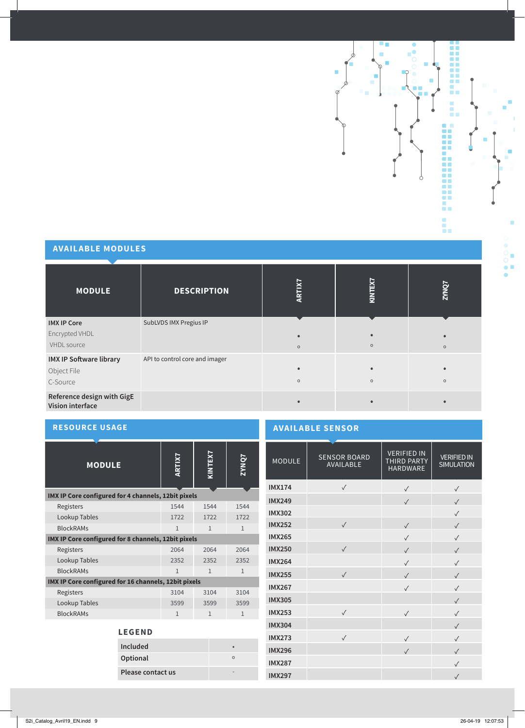## AVAILABLE MODULES

| MODULE | DESCRIPTION | ARTIX7 | KINTEX7 | ZYNQ7 |
|---|---|---|---|---|
| **IMX IP Core** | SubLVDS IMX Pregius IP | | | |
| Encrypted VHDL | | • | • | • |
| VHDL source | | ◦ | ◦ | ◦ |
| **IMX IP Software library** | API to control core and imager | | | |
| Object File | | • | • | • |
| C-Source | | ◦ | ◦ | ◦ |
| **Reference design with GigE Vision interface** | | • | • | • |

## RESOURCE USAGE

| MODULE | ARTIX7 | KINTEX7 | ZYNQ7 |
|---|---|---|---|
| **IMX IP Core configured for 4 channels, 12bit pixels** | | | |
| Registers | 1544 | 1544 | 1544 |
| Lookup Tables | 1722 | 1722 | 1722 |
| BlockRAMs | 1 | 1 | 1 |
| **IMX IP Core configured for 8 channels, 12bit pixels** | | | |
| Registers | 2064 | 2064 | 2064 |
| Lookup Tables | 2352 | 2352 | 2352 |
| BlockRAMs | 1 | 1 | 1 |
| **IMX IP Core configured for 16 channels, 12bit pixels** | | | |
| Registers | 3104 | 3104 | 3104 |
| Lookup Tables | 3599 | 3599 | 3599 |
| BlockRAMs | 1 | 1 | 1 |

### LEGEND

| | |
|---|---|
| Included | • |
| Optional | ◦ |
| Please contact us | - |

## AVAILABLE SENSOR

| MODULE | SENSOR BOARD AVAILABLE | VERIFIED IN THIRD PARTY HARDWARE | VERIFIED IN SIMULATION |
|---|---|---|---|
| IMX174 | ✓ | ✓ | ✓ |
| IMX249 | | ✓ | ✓ |
| IMX302 | | | ✓ |
| IMX252 | ✓ | ✓ | ✓ |
| IMX265 | | ✓ | ✓ |
| IMX250 | ✓ | ✓ | ✓ |
| IMX264 | | ✓ | ✓ |
| IMX255 | ✓ | ✓ | ✓ |
| IMX267 | | ✓ | ✓ |
| IMX305 | | | ✓ |
| IMX253 | ✓ | ✓ | ✓ |
| IMX304 | | | ✓ |
| IMX273 | ✓ | ✓ | ✓ |
| IMX296 | | ✓ | ✓ |
| IMX287 | | | ✓ |
| IMX297 | | | ✓ |